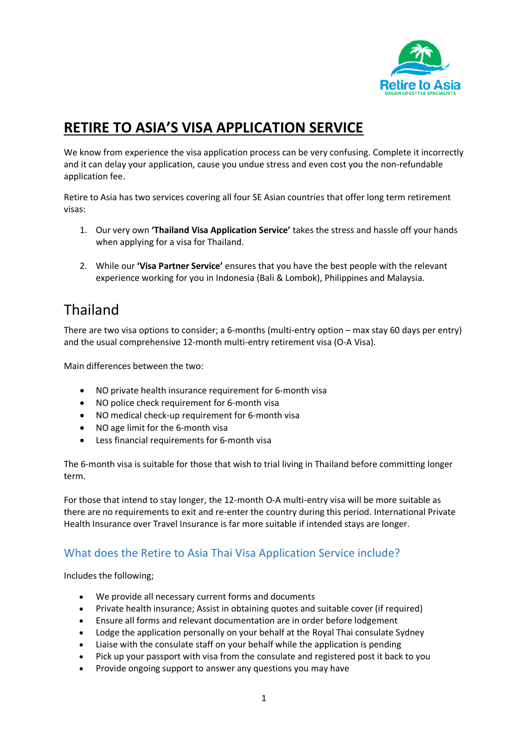# RETIRE TO ASIA'S VISA APPLICATION SERVICE

We know from experience the visa application process can be very confusing. Complete it incorrectly and it can delay your application, cause you undue stress and even cost you the non-refundable application fee.

Retire to Asia has two services covering all four SE Asian countries that offer long term retirement visas:

1. Our very own **'Thailand Visa Application Service'** takes the stress and hassle off your hands when applying for a visa for Thailand.

2. While our **'Visa Partner Service'** ensures that you have the best people with the relevant experience working for you in Indonesia (Bali & Lombok), Philippines and Malaysia.

## Thailand

There are two visa options to consider; a 6-months (multi-entry option – max stay 60 days per entry) and the usual comprehensive 12-month multi-entry retirement visa (O-A Visa).

Main differences between the two:

- NO private health insurance requirement for 6-month visa
- NO police check requirement for 6-month visa
- NO medical check-up requirement for 6-month visa
- NO age limit for the 6-month visa
- Less financial requirements for 6-month visa

The 6-month visa is suitable for those that wish to trial living in Thailand before committing longer term.

For those that intend to stay longer, the 12-month O-A multi-entry visa will be more suitable as there are no requirements to exit and re-enter the country during this period. International Private Health Insurance over Travel Insurance is far more suitable if intended stays are longer.

### What does the Retire to Asia Thai Visa Application Service include?

Includes the following;

- We provide all necessary current forms and documents
- Private health insurance; Assist in obtaining quotes and suitable cover (if required)
- Ensure all forms and relevant documentation are in order before lodgement
- Lodge the application personally on your behalf at the Royal Thai consulate Sydney
- Liaise with the consulate staff on your behalf while the application is pending
- Pick up your passport with visa from the consulate and registered post it back to you
- Provide ongoing support to answer any questions you may have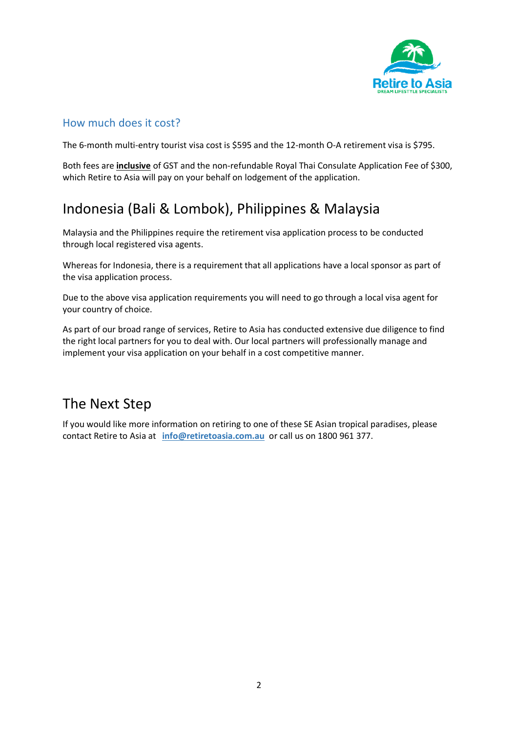### How much does it cost?

The 6-month multi-entry tourist visa cost is $595 and the 12-month O-A retirement visa is $795.

Both fees are **inclusive** of GST and the non-refundable Royal Thai Consulate Application Fee of $300, which Retire to Asia will pay on your behalf on lodgement of the application.

## Indonesia (Bali & Lombok), Philippines & Malaysia

Malaysia and the Philippines require the retirement visa application process to be conducted through local registered visa agents.

Whereas for Indonesia, there is a requirement that all applications have a local sponsor as part of the visa application process.

Due to the above visa application requirements you will need to go through a local visa agent for your country of choice.

As part of our broad range of services, Retire to Asia has conducted extensive due diligence to find the right local partners for you to deal with. Our local partners will professionally manage and implement your visa application on your behalf in a cost competitive manner.

## The Next Step

If you would like more information on retiring to one of these SE Asian tropical paradises, please contact Retire to Asia at **info@retiretoasia.com.au** or call us on 1800 961 377.